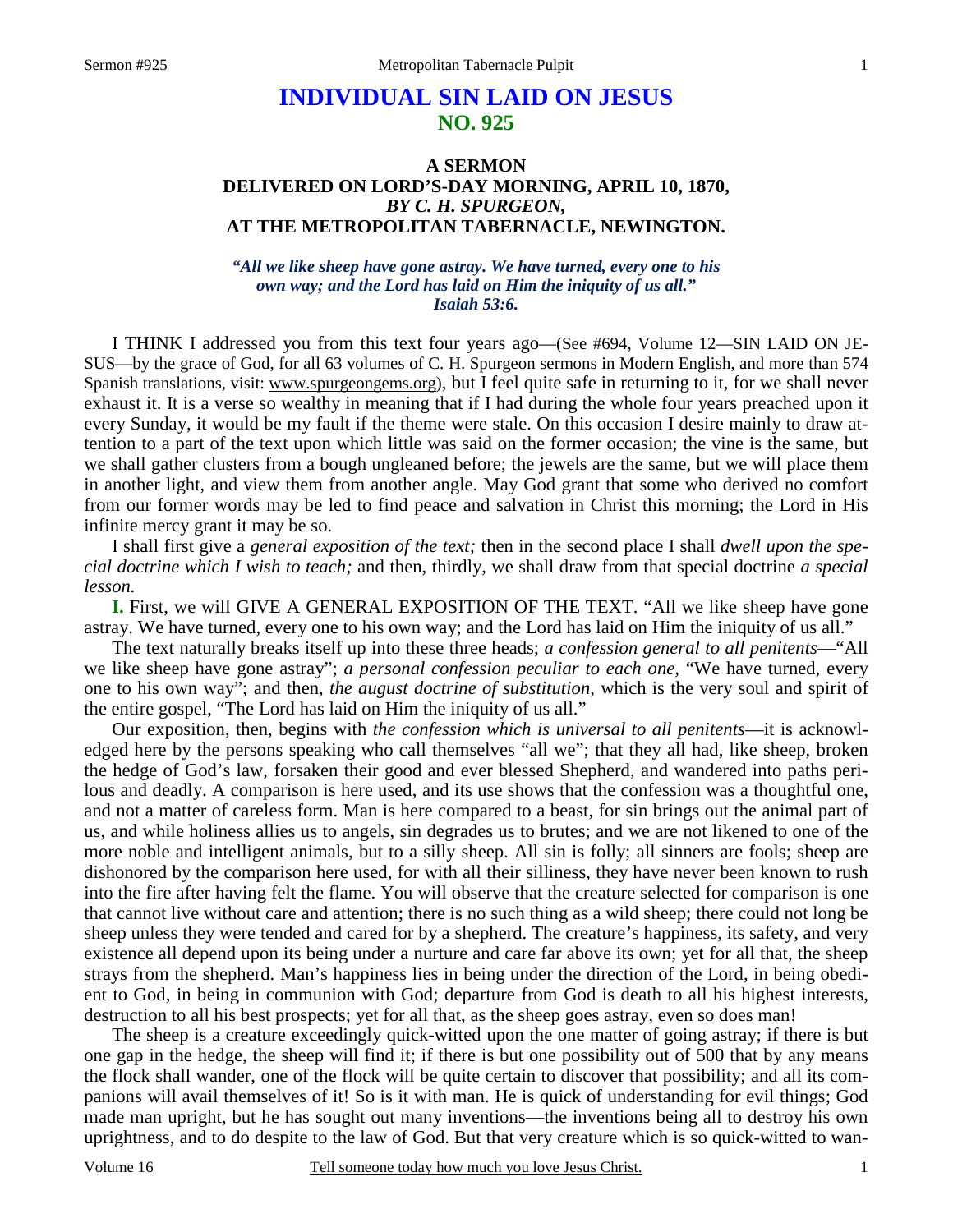# INDIVIDUAL SIN LAID ON JESUS
## NO. 925

### A SERMON
### DELIVERED ON LORD'S-DAY MORNING, APRIL 10, 1870,
### *BY C. H. SPURGEON,*
### AT THE METROPOLITAN TABERNACLE, NEWINGTON.

*"All we like sheep have gone astray. We have turned, every one to his own way; and the Lord has laid on Him the iniquity of us all." Isaiah 53:6.*

I THINK I addressed you from this text four years ago—(See #694, Volume 12—SIN LAID ON JESUS—by the grace of God, for all 63 volumes of C. H. Spurgeon sermons in Modern English, and more than 574 Spanish translations, visit: www.spurgeongems.org), but I feel quite safe in returning to it, for we shall never exhaust it. It is a verse so wealthy in meaning that if I had during the whole four years preached upon it every Sunday, it would be my fault if the theme were stale. On this occasion I desire mainly to draw attention to a part of the text upon which little was said on the former occasion; the vine is the same, but we shall gather clusters from a bough ungleaned before; the jewels are the same, but we will place them in another light, and view them from another angle. May God grant that some who derived no comfort from our former words may be led to find peace and salvation in Christ this morning; the Lord in His infinite mercy grant it may be so.

I shall first give a *general exposition of the text;* then in the second place I shall *dwell upon the special doctrine which I wish to teach;* and then, thirdly, we shall draw from that special doctrine *a special lesson.*

**I.** First, we will GIVE A GENERAL EXPOSITION OF THE TEXT. "All we like sheep have gone astray. We have turned, every one to his own way; and the Lord has laid on Him the iniquity of us all."

The text naturally breaks itself up into these three heads; *a confession general to all penitents*—"All we like sheep have gone astray"; *a personal confession peculiar to each one,* "We have turned, every one to his own way"; and then, *the august doctrine of substitution,* which is the very soul and spirit of the entire gospel, "The Lord has laid on Him the iniquity of us all."

Our exposition, then, begins with *the confession which is universal to all penitents*—it is acknowledged here by the persons speaking who call themselves "all we"; that they all had, like sheep, broken the hedge of God's law, forsaken their good and ever blessed Shepherd, and wandered into paths perilous and deadly. A comparison is here used, and its use shows that the confession was a thoughtful one, and not a matter of careless form. Man is here compared to a beast, for sin brings out the animal part of us, and while holiness allies us to angels, sin degrades us to brutes; and we are not likened to one of the more noble and intelligent animals, but to a silly sheep. All sin is folly; all sinners are fools; sheep are dishonored by the comparison here used, for with all their silliness, they have never been known to rush into the fire after having felt the flame. You will observe that the creature selected for comparison is one that cannot live without care and attention; there is no such thing as a wild sheep; there could not long be sheep unless they were tended and cared for by a shepherd. The creature's happiness, its safety, and very existence all depend upon its being under a nurture and care far above its own; yet for all that, the sheep strays from the shepherd. Man's happiness lies in being under the direction of the Lord, in being obedient to God, in being in communion with God; departure from God is death to all his highest interests, destruction to all his best prospects; yet for all that, as the sheep goes astray, even so does man!

The sheep is a creature exceedingly quick-witted upon the one matter of going astray; if there is but one gap in the hedge, the sheep will find it; if there is but one possibility out of 500 that by any means the flock shall wander, one of the flock will be quite certain to discover that possibility; and all its companions will avail themselves of it! So is it with man. He is quick of understanding for evil things; God made man upright, but he has sought out many inventions—the inventions being all to destroy his own uprightness, and to do despite to the law of God. But that very creature which is so quick-witted to wan-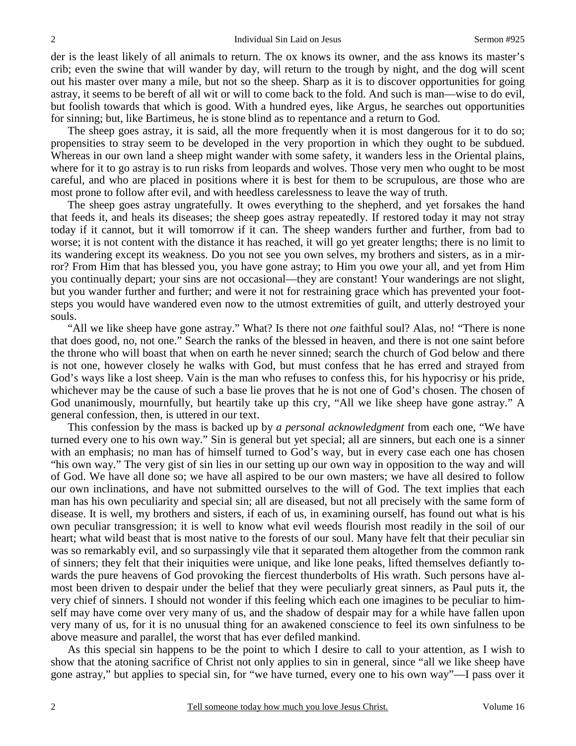der is the least likely of all animals to return. The ox knows its owner, and the ass knows its master's crib; even the swine that will wander by day, will return to the trough by night, and the dog will scent out his master over many a mile, but not so the sheep. Sharp as it is to discover opportunities for going astray, it seems to be bereft of all wit or will to come back to the fold. And such is man—wise to do evil, but foolish towards that which is good. With a hundred eyes, like Argus, he searches out opportunities for sinning; but, like Bartimeus, he is stone blind as to repentance and a return to God.

The sheep goes astray, it is said, all the more frequently when it is most dangerous for it to do so; propensities to stray seem to be developed in the very proportion in which they ought to be subdued. Whereas in our own land a sheep might wander with some safety, it wanders less in the Oriental plains, where for it to go astray is to run risks from leopards and wolves. Those very men who ought to be most careful, and who are placed in positions where it is best for them to be scrupulous, are those who are most prone to follow after evil, and with heedless carelessness to leave the way of truth.

The sheep goes astray ungratefully. It owes everything to the shepherd, and yet forsakes the hand that feeds it, and heals its diseases; the sheep goes astray repeatedly. If restored today it may not stray today if it cannot, but it will tomorrow if it can. The sheep wanders further and further, from bad to worse; it is not content with the distance it has reached, it will go yet greater lengths; there is no limit to its wandering except its weakness. Do you not see you own selves, my brothers and sisters, as in a mirror? From Him that has blessed you, you have gone astray; to Him you owe your all, and yet from Him you continually depart; your sins are not occasional—they are constant! Your wanderings are not slight, but you wander further and further; and were it not for restraining grace which has prevented your footsteps you would have wandered even now to the utmost extremities of guilt, and utterly destroyed your souls.

"All we like sheep have gone astray." What? Is there not *one* faithful soul? Alas, no! "There is none that does good, no, not one." Search the ranks of the blessed in heaven, and there is not one saint before the throne who will boast that when on earth he never sinned; search the church of God below and there is not one, however closely he walks with God, but must confess that he has erred and strayed from God's ways like a lost sheep. Vain is the man who refuses to confess this, for his hypocrisy or his pride, whichever may be the cause of such a base lie proves that he is not one of God's chosen. The chosen of God unanimously, mournfully, but heartily take up this cry, "All we like sheep have gone astray." A general confession, then, is uttered in our text.

This confession by the mass is backed up by *a personal acknowledgment* from each one, "We have turned every one to his own way." Sin is general but yet special; all are sinners, but each one is a sinner with an emphasis; no man has of himself turned to God's way, but in every case each one has chosen "his own way." The very gist of sin lies in our setting up our own way in opposition to the way and will of God. We have all done so; we have all aspired to be our own masters; we have all desired to follow our own inclinations, and have not submitted ourselves to the will of God. The text implies that each man has his own peculiarity and special sin; all are diseased, but not all precisely with the same form of disease. It is well, my brothers and sisters, if each of us, in examining ourself, has found out what is his own peculiar transgression; it is well to know what evil weeds flourish most readily in the soil of our heart; what wild beast that is most native to the forests of our soul. Many have felt that their peculiar sin was so remarkably evil, and so surpassingly vile that it separated them altogether from the common rank of sinners; they felt that their iniquities were unique, and like lone peaks, lifted themselves defiantly towards the pure heavens of God provoking the fiercest thunderbolts of His wrath. Such persons have almost been driven to despair under the belief that they were peculiarly great sinners, as Paul puts it, the very chief of sinners. I should not wonder if this feeling which each one imagines to be peculiar to himself may have come over very many of us, and the shadow of despair may for a while have fallen upon very many of us, for it is no unusual thing for an awakened conscience to feel its own sinfulness to be above measure and parallel, the worst that has ever defiled mankind.

As this special sin happens to be the point to which I desire to call to your attention, as I wish to show that the atoning sacrifice of Christ not only applies to sin in general, since "all we like sheep have gone astray," but applies to special sin, for "we have turned, every one to his own way"—I pass over it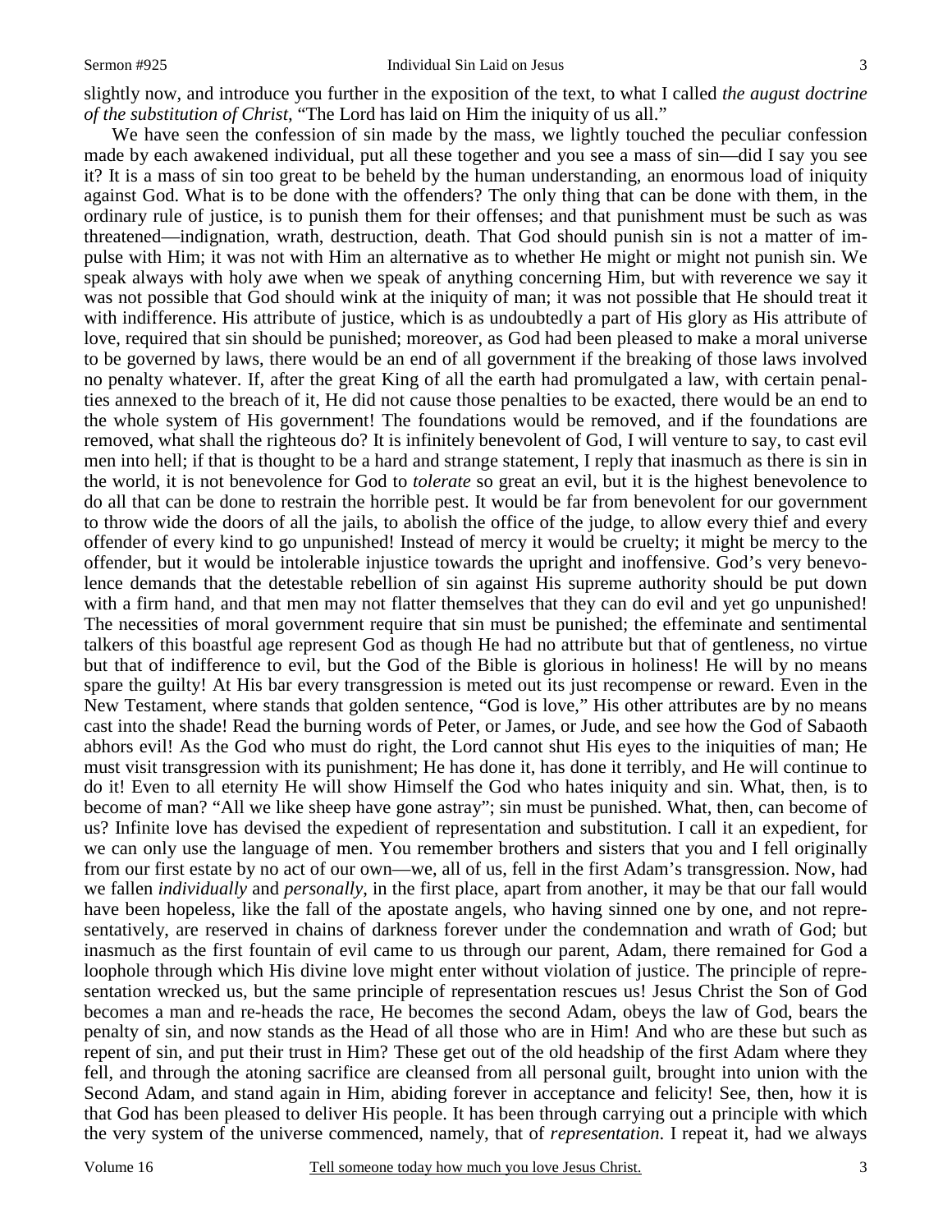slightly now, and introduce you further in the exposition of the text, to what I called *the august doctrine of the substitution of Christ,* "The Lord has laid on Him the iniquity of us all."

We have seen the confession of sin made by the mass, we lightly touched the peculiar confession made by each awakened individual, put all these together and you see a mass of sin—did I say you see it? It is a mass of sin too great to be beheld by the human understanding, an enormous load of iniquity against God. What is to be done with the offenders? The only thing that can be done with them, in the ordinary rule of justice, is to punish them for their offenses; and that punishment must be such as was threatened—indignation, wrath, destruction, death. That God should punish sin is not a matter of impulse with Him; it was not with Him an alternative as to whether He might or might not punish sin. We speak always with holy awe when we speak of anything concerning Him, but with reverence we say it was not possible that God should wink at the iniquity of man; it was not possible that He should treat it with indifference. His attribute of justice, which is as undoubtedly a part of His glory as His attribute of love, required that sin should be punished; moreover, as God had been pleased to make a moral universe to be governed by laws, there would be an end of all government if the breaking of those laws involved no penalty whatever. If, after the great King of all the earth had promulgated a law, with certain penalties annexed to the breach of it, He did not cause those penalties to be exacted, there would be an end to the whole system of His government! The foundations would be removed, and if the foundations are removed, what shall the righteous do? It is infinitely benevolent of God, I will venture to say, to cast evil men into hell; if that is thought to be a hard and strange statement, I reply that inasmuch as there is sin in the world, it is not benevolence for God to *tolerate* so great an evil, but it is the highest benevolence to do all that can be done to restrain the horrible pest. It would be far from benevolent for our government to throw wide the doors of all the jails, to abolish the office of the judge, to allow every thief and every offender of every kind to go unpunished! Instead of mercy it would be cruelty; it might be mercy to the offender, but it would be intolerable injustice towards the upright and inoffensive. God's very benevolence demands that the detestable rebellion of sin against His supreme authority should be put down with a firm hand, and that men may not flatter themselves that they can do evil and yet go unpunished! The necessities of moral government require that sin must be punished; the effeminate and sentimental talkers of this boastful age represent God as though He had no attribute but that of gentleness, no virtue but that of indifference to evil, but the God of the Bible is glorious in holiness! He will by no means spare the guilty! At His bar every transgression is meted out its just recompense or reward. Even in the New Testament, where stands that golden sentence, "God is love," His other attributes are by no means cast into the shade! Read the burning words of Peter, or James, or Jude, and see how the God of Sabaoth abhors evil! As the God who must do right, the Lord cannot shut His eyes to the iniquities of man; He must visit transgression with its punishment; He has done it, has done it terribly, and He will continue to do it! Even to all eternity He will show Himself the God who hates iniquity and sin. What, then, is to become of man? "All we like sheep have gone astray"; sin must be punished. What, then, can become of us? Infinite love has devised the expedient of representation and substitution. I call it an expedient, for we can only use the language of men. You remember brothers and sisters that you and I fell originally from our first estate by no act of our own—we, all of us, fell in the first Adam's transgression. Now, had we fallen *individually* and *personally,* in the first place, apart from another, it may be that our fall would have been hopeless, like the fall of the apostate angels, who having sinned one by one, and not representatively, are reserved in chains of darkness forever under the condemnation and wrath of God; but inasmuch as the first fountain of evil came to us through our parent, Adam, there remained for God a loophole through which His divine love might enter without violation of justice. The principle of representation wrecked us, but the same principle of representation rescues us! Jesus Christ the Son of God becomes a man and re-heads the race, He becomes the second Adam, obeys the law of God, bears the penalty of sin, and now stands as the Head of all those who are in Him! And who are these but such as repent of sin, and put their trust in Him? These get out of the old headship of the first Adam where they fell, and through the atoning sacrifice are cleansed from all personal guilt, brought into union with the Second Adam, and stand again in Him, abiding forever in acceptance and felicity! See, then, how it is that God has been pleased to deliver His people. It has been through carrying out a principle with which the very system of the universe commenced, namely, that of *representation*. I repeat it, had we always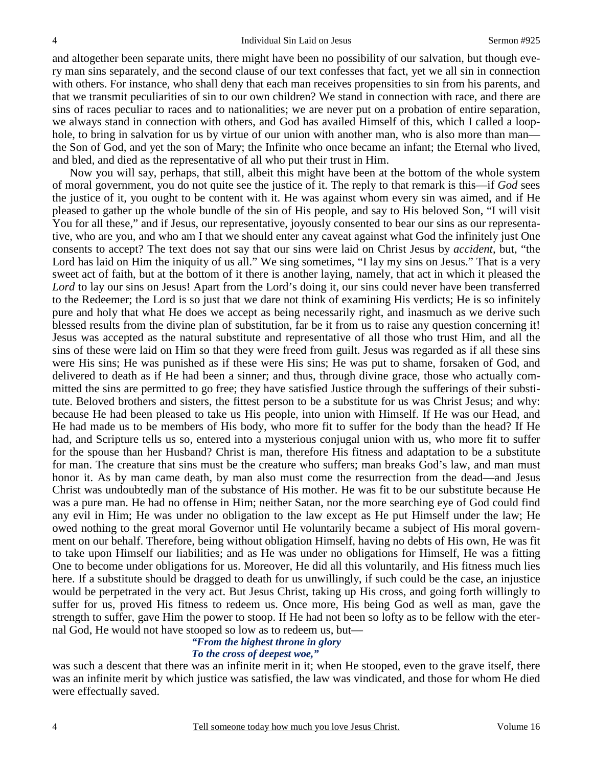and altogether been separate units, there might have been no possibility of our salvation, but though every man sins separately, and the second clause of our text confesses that fact, yet we all sin in connection with others. For instance, who shall deny that each man receives propensities to sin from his parents, and that we transmit peculiarities of sin to our own children? We stand in connection with race, and there are sins of races peculiar to races and to nationalities; we are never put on a probation of entire separation, we always stand in connection with others, and God has availed Himself of this, which I called a loophole, to bring in salvation for us by virtue of our union with another man, who is also more than man—the Son of God, and yet the son of Mary; the Infinite who once became an infant; the Eternal who lived, and bled, and died as the representative of all who put their trust in Him.

Now you will say, perhaps, that still, albeit this might have been at the bottom of the whole system of moral government, you do not quite see the justice of it. The reply to that remark is this—if *God* sees the justice of it, you ought to be content with it. He was against whom every sin was aimed, and if He pleased to gather up the whole bundle of the sin of His people, and say to His beloved Son, "I will visit You for all these," and if Jesus, our representative, joyously consented to bear our sins as our representative, who are you, and who am I that we should enter any caveat against what God the infinitely just One consents to accept? The text does not say that our sins were laid on Christ Jesus by *accident*, but, "the Lord has laid on Him the iniquity of us all." We sing sometimes, "I lay my sins on Jesus." That is a very sweet act of faith, but at the bottom of it there is another laying, namely, that act in which it pleased the *Lord* to lay our sins on Jesus! Apart from the Lord's doing it, our sins could never have been transferred to the Redeemer; the Lord is so just that we dare not think of examining His verdicts; He is so infinitely pure and holy that what He does we accept as being necessarily right, and inasmuch as we derive such blessed results from the divine plan of substitution, far be it from us to raise any question concerning it! Jesus was accepted as the natural substitute and representative of all those who trust Him, and all the sins of these were laid on Him so that they were freed from guilt. Jesus was regarded as if all these sins were His sins; He was punished as if these were His sins; He was put to shame, forsaken of God, and delivered to death as if He had been a sinner; and thus, through divine grace, those who actually committed the sins are permitted to go free; they have satisfied Justice through the sufferings of their substitute. Beloved brothers and sisters, the fittest person to be a substitute for us was Christ Jesus; and why: because He had been pleased to take us His people, into union with Himself. If He was our Head, and He had made us to be members of His body, who more fit to suffer for the body than the head? If He had, and Scripture tells us so, entered into a mysterious conjugal union with us, who more fit to suffer for the spouse than her Husband? Christ is man, therefore His fitness and adaptation to be a substitute for man. The creature that sins must be the creature who suffers; man breaks God's law, and man must honor it. As by man came death, by man also must come the resurrection from the dead—and Jesus Christ was undoubtedly man of the substance of His mother. He was fit to be our substitute because He was a pure man. He had no offense in Him; neither Satan, nor the more searching eye of God could find any evil in Him; He was under no obligation to the law except as He put Himself under the law; He owed nothing to the great moral Governor until He voluntarily became a subject of His moral government on our behalf. Therefore, being without obligation Himself, having no debts of His own, He was fit to take upon Himself our liabilities; and as He was under no obligations for Himself, He was a fitting One to become under obligations for us. Moreover, He did all this voluntarily, and His fitness much lies here. If a substitute should be dragged to death for us unwillingly, if such could be the case, an injustice would be perpetrated in the very act. But Jesus Christ, taking up His cross, and going forth willingly to suffer for us, proved His fitness to redeem us. Once more, His being God as well as man, gave the strength to suffer, gave Him the power to stoop. If He had not been so lofty as to be fellow with the eternal God, He would not have stooped so low as to redeem us, but—

*"From the highest throne in glory*
*To the cross of deepest woe,"*

was such a descent that there was an infinite merit in it; when He stooped, even to the grave itself, there was an infinite merit by which justice was satisfied, the law was vindicated, and those for whom He died were effectually saved.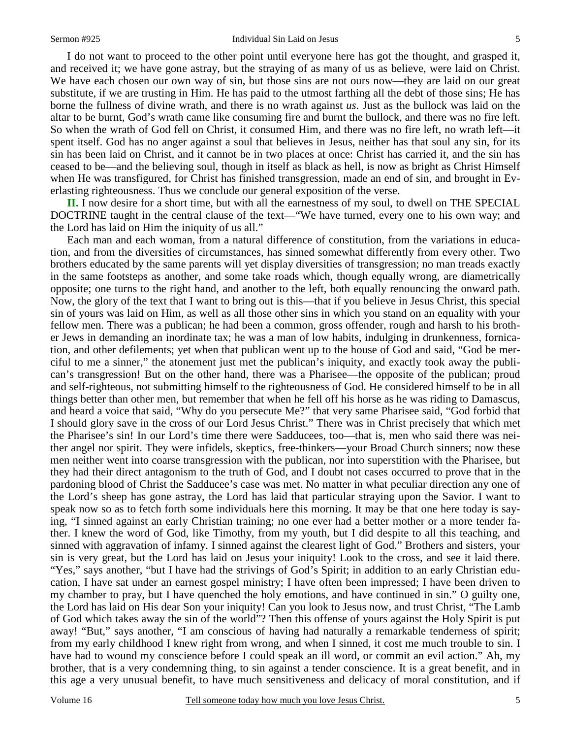I do not want to proceed to the other point until everyone here has got the thought, and grasped it, and received it; we have gone astray, but the straying of as many of us as believe, were laid on Christ. We have each chosen our own way of sin, but those sins are not ours now—they are laid on our great substitute, if we are trusting in Him. He has paid to the utmost farthing all the debt of those sins; He has borne the fullness of divine wrath, and there is no wrath against *us*. Just as the bullock was laid on the altar to be burnt, God's wrath came like consuming fire and burnt the bullock, and there was no fire left. So when the wrath of God fell on Christ, it consumed Him, and there was no fire left, no wrath left—it spent itself. God has no anger against a soul that believes in Jesus, neither has that soul any sin, for its sin has been laid on Christ, and it cannot be in two places at once: Christ has carried it, and the sin has ceased to be—and the believing soul, though in itself as black as hell, is now as bright as Christ Himself when He was transfigured, for Christ has finished transgression, made an end of sin, and brought in Everlasting righteousness. Thus we conclude our general exposition of the verse.

**II.** I now desire for a short time, but with all the earnestness of my soul, to dwell on THE SPECIAL DOCTRINE taught in the central clause of the text—"We have turned, every one to his own way; and the Lord has laid on Him the iniquity of us all."

Each man and each woman, from a natural difference of constitution, from the variations in education, and from the diversities of circumstances, has sinned somewhat differently from every other. Two brothers educated by the same parents will yet display diversities of transgression; no man treads exactly in the same footsteps as another, and some take roads which, though equally wrong, are diametrically opposite; one turns to the right hand, and another to the left, both equally renouncing the onward path. Now, the glory of the text that I want to bring out is this—that if you believe in Jesus Christ, this special sin of yours was laid on Him, as well as all those other sins in which you stand on an equality with your fellow men. There was a publican; he had been a common, gross offender, rough and harsh to his brother Jews in demanding an inordinate tax; he was a man of low habits, indulging in drunkenness, fornication, and other defilements; yet when that publican went up to the house of God and said, "God be merciful to me a sinner," the atonement just met the publican's iniquity, and exactly took away the publican's transgression! But on the other hand, there was a Pharisee—the opposite of the publican; proud and self-righteous, not submitting himself to the righteousness of God. He considered himself to be in all things better than other men, but remember that when he fell off his horse as he was riding to Damascus, and heard a voice that said, "Why do you persecute Me?" that very same Pharisee said, "God forbid that I should glory save in the cross of our Lord Jesus Christ." There was in Christ precisely that which met the Pharisee's sin! In our Lord's time there were Sadducees, too—that is, men who said there was neither angel nor spirit. They were infidels, skeptics, free-thinkers—your Broad Church sinners; now these men neither went into coarse transgression with the publican, nor into superstition with the Pharisee, but they had their direct antagonism to the truth of God, and I doubt not cases occurred to prove that in the pardoning blood of Christ the Sadducee's case was met. No matter in what peculiar direction any one of the Lord's sheep has gone astray, the Lord has laid that particular straying upon the Savior. I want to speak now so as to fetch forth some individuals here this morning. It may be that one here today is saying, "I sinned against an early Christian training; no one ever had a better mother or a more tender father. I knew the word of God, like Timothy, from my youth, but I did despite to all this teaching, and sinned with aggravation of infamy. I sinned against the clearest light of God." Brothers and sisters, your sin is very great, but the Lord has laid on Jesus your iniquity! Look to the cross, and see it laid there. "Yes," says another, "but I have had the strivings of God's Spirit; in addition to an early Christian education, I have sat under an earnest gospel ministry; I have often been impressed; I have been driven to my chamber to pray, but I have quenched the holy emotions, and have continued in sin." O guilty one, the Lord has laid on His dear Son your iniquity! Can you look to Jesus now, and trust Christ, "The Lamb of God which takes away the sin of the world"? Then this offense of yours against the Holy Spirit is put away! "But," says another, "I am conscious of having had naturally a remarkable tenderness of spirit; from my early childhood I knew right from wrong, and when I sinned, it cost me much trouble to sin. I have had to wound my conscience before I could speak an ill word, or commit an evil action." Ah, my brother, that is a very condemning thing, to sin against a tender conscience. It is a great benefit, and in this age a very unusual benefit, to have much sensitiveness and delicacy of moral constitution, and if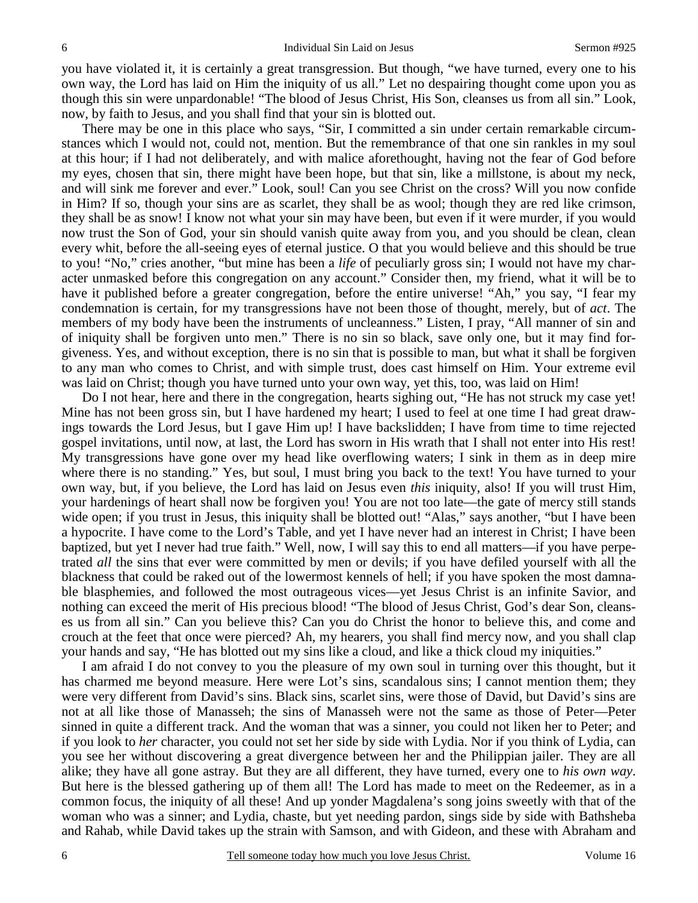you have violated it, it is certainly a great transgression. But though, "we have turned, every one to his own way, the Lord has laid on Him the iniquity of us all." Let no despairing thought come upon you as though this sin were unpardonable! "The blood of Jesus Christ, His Son, cleanses us from all sin." Look, now, by faith to Jesus, and you shall find that your sin is blotted out.

There may be one in this place who says, "Sir, I committed a sin under certain remarkable circumstances which I would not, could not, mention. But the remembrance of that one sin rankles in my soul at this hour; if I had not deliberately, and with malice aforethought, having not the fear of God before my eyes, chosen that sin, there might have been hope, but that sin, like a millstone, is about my neck, and will sink me forever and ever." Look, soul! Can you see Christ on the cross? Will you now confide in Him? If so, though your sins are as scarlet, they shall be as wool; though they are red like crimson, they shall be as snow! I know not what your sin may have been, but even if it were murder, if you would now trust the Son of God, your sin should vanish quite away from you, and you should be clean, clean every whit, before the all-seeing eyes of eternal justice. O that you would believe and this should be true to you! "No," cries another, "but mine has been a *life* of peculiarly gross sin; I would not have my character unmasked before this congregation on any account." Consider then, my friend, what it will be to have it published before a greater congregation, before the entire universe! "Ah," you say, "I fear my condemnation is certain, for my transgressions have not been those of thought, merely, but of *act*. The members of my body have been the instruments of uncleanness." Listen, I pray, "All manner of sin and of iniquity shall be forgiven unto men." There is no sin so black, save only one, but it may find forgiveness. Yes, and without exception, there is no sin that is possible to man, but what it shall be forgiven to any man who comes to Christ, and with simple trust, does cast himself on Him. Your extreme evil was laid on Christ; though you have turned unto your own way, yet this, too, was laid on Him!

Do I not hear, here and there in the congregation, hearts sighing out, "He has not struck my case yet! Mine has not been gross sin, but I have hardened my heart; I used to feel at one time I had great drawings towards the Lord Jesus, but I gave Him up! I have backslidden; I have from time to time rejected gospel invitations, until now, at last, the Lord has sworn in His wrath that I shall not enter into His rest! My transgressions have gone over my head like overflowing waters; I sink in them as in deep mire where there is no standing." Yes, but soul, I must bring you back to the text! You have turned to your own way, but, if you believe, the Lord has laid on Jesus even *this* iniquity, also! If you will trust Him, your hardenings of heart shall now be forgiven you! You are not too late—the gate of mercy still stands wide open; if you trust in Jesus, this iniquity shall be blotted out! "Alas," says another, "but I have been a hypocrite. I have come to the Lord's Table, and yet I have never had an interest in Christ; I have been baptized, but yet I never had true faith." Well, now, I will say this to end all matters—if you have perpetrated *all* the sins that ever were committed by men or devils; if you have defiled yourself with all the blackness that could be raked out of the lowermost kennels of hell; if you have spoken the most damnable blasphemies, and followed the most outrageous vices—yet Jesus Christ is an infinite Savior, and nothing can exceed the merit of His precious blood! "The blood of Jesus Christ, God's dear Son, cleanses us from all sin." Can you believe this? Can you do Christ the honor to believe this, and come and crouch at the feet that once were pierced? Ah, my hearers, you shall find mercy now, and you shall clap your hands and say, "He has blotted out my sins like a cloud, and like a thick cloud my iniquities."

I am afraid I do not convey to you the pleasure of my own soul in turning over this thought, but it has charmed me beyond measure. Here were Lot's sins, scandalous sins; I cannot mention them; they were very different from David's sins. Black sins, scarlet sins, were those of David, but David's sins are not at all like those of Manasseh; the sins of Manasseh were not the same as those of Peter—Peter sinned in quite a different track. And the woman that was a sinner, you could not liken her to Peter; and if you look to *her* character, you could not set her side by side with Lydia. Nor if you think of Lydia, can you see her without discovering a great divergence between her and the Philippian jailer. They are all alike; they have all gone astray. But they are all different, they have turned, every one to *his own way*. But here is the blessed gathering up of them all! The Lord has made to meet on the Redeemer, as in a common focus, the iniquity of all these! And up yonder Magdalena's song joins sweetly with that of the woman who was a sinner; and Lydia, chaste, but yet needing pardon, sings side by side with Bathsheba and Rahab, while David takes up the strain with Samson, and with Gideon, and these with Abraham and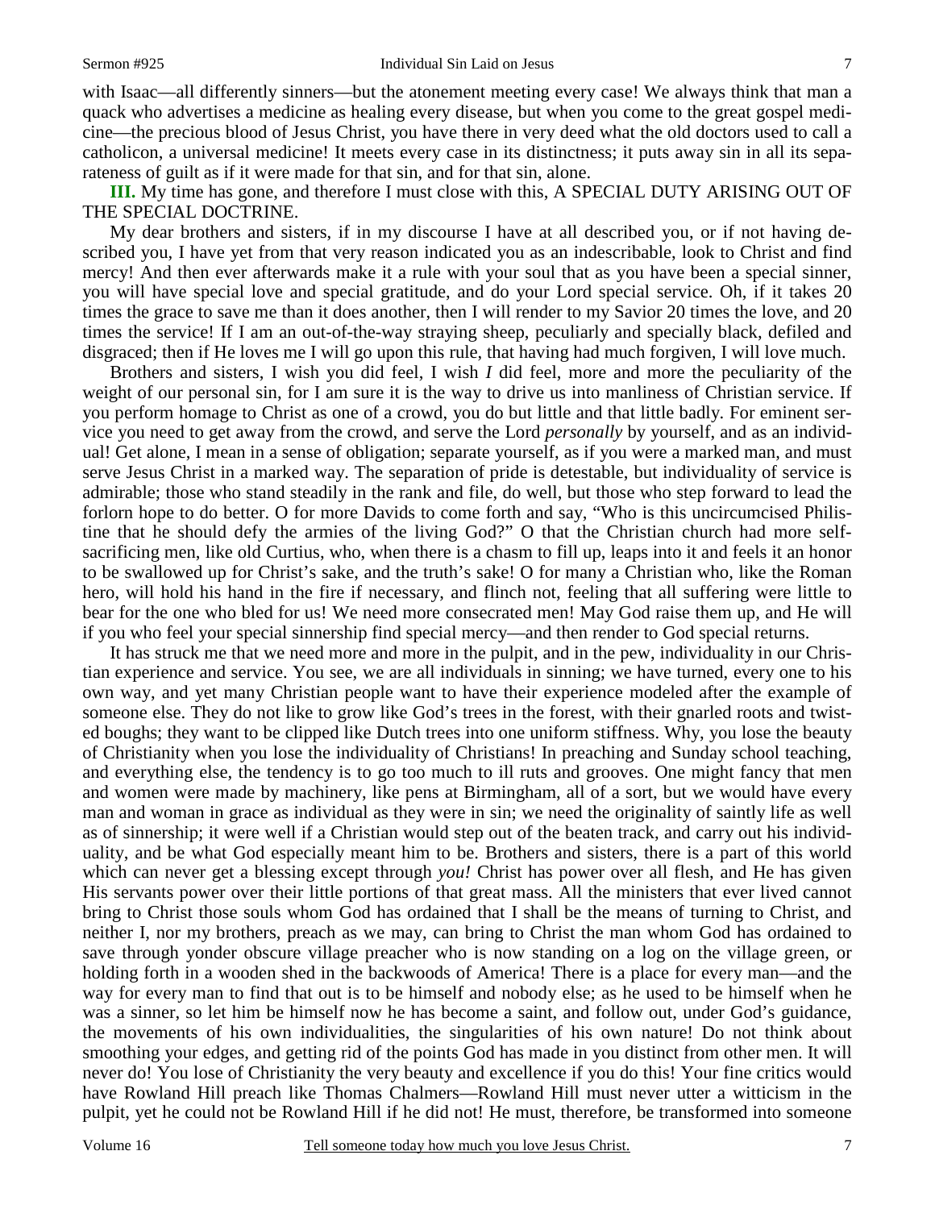with Isaac—all differently sinners—but the atonement meeting every case! We always think that man a quack who advertises a medicine as healing every disease, but when you come to the great gospel medicine—the precious blood of Jesus Christ, you have there in very deed what the old doctors used to call a catholicon, a universal medicine! It meets every case in its distinctness; it puts away sin in all its separateness of guilt as if it were made for that sin, and for that sin, alone.

**III.** My time has gone, and therefore I must close with this, A SPECIAL DUTY ARISING OUT OF THE SPECIAL DOCTRINE.

My dear brothers and sisters, if in my discourse I have at all described you, or if not having described you, I have yet from that very reason indicated you as an indescribable, look to Christ and find mercy! And then ever afterwards make it a rule with your soul that as you have been a special sinner, you will have special love and special gratitude, and do your Lord special service. Oh, if it takes 20 times the grace to save me than it does another, then I will render to my Savior 20 times the love, and 20 times the service! If I am an out-of-the-way straying sheep, peculiarly and specially black, defiled and disgraced; then if He loves me I will go upon this rule, that having had much forgiven, I will love much.

Brothers and sisters, I wish you did feel, I wish *I* did feel, more and more the peculiarity of the weight of our personal sin, for I am sure it is the way to drive us into manliness of Christian service. If you perform homage to Christ as one of a crowd, you do but little and that little badly. For eminent service you need to get away from the crowd, and serve the Lord *personally* by yourself, and as an individual! Get alone, I mean in a sense of obligation; separate yourself, as if you were a marked man, and must serve Jesus Christ in a marked way. The separation of pride is detestable, but individuality of service is admirable; those who stand steadily in the rank and file, do well, but those who step forward to lead the forlorn hope to do better. O for more Davids to come forth and say, "Who is this uncircumcised Philistine that he should defy the armies of the living God?" O that the Christian church had more self-sacrificing men, like old Curtius, who, when there is a chasm to fill up, leaps into it and feels it an honor to be swallowed up for Christ's sake, and the truth's sake! O for many a Christian who, like the Roman hero, will hold his hand in the fire if necessary, and flinch not, feeling that all suffering were little to bear for the one who bled for us! We need more consecrated men! May God raise them up, and He will if you who feel your special sinnership find special mercy—and then render to God special returns.

It has struck me that we need more and more in the pulpit, and in the pew, individuality in our Christian experience and service. You see, we are all individuals in sinning; we have turned, every one to his own way, and yet many Christian people want to have their experience modeled after the example of someone else. They do not like to grow like God's trees in the forest, with their gnarled roots and twisted boughs; they want to be clipped like Dutch trees into one uniform stiffness. Why, you lose the beauty of Christianity when you lose the individuality of Christians! In preaching and Sunday school teaching, and everything else, the tendency is to go too much to ill ruts and grooves. One might fancy that men and women were made by machinery, like pens at Birmingham, all of a sort, but we would have every man and woman in grace as individual as they were in sin; we need the originality of saintly life as well as of sinnership; it were well if a Christian would step out of the beaten track, and carry out his individuality, and be what God especially meant him to be. Brothers and sisters, there is a part of this world which can never get a blessing except through *you!* Christ has power over all flesh, and He has given His servants power over their little portions of that great mass. All the ministers that ever lived cannot bring to Christ those souls whom God has ordained that I shall be the means of turning to Christ, and neither I, nor my brothers, preach as we may, can bring to Christ the man whom God has ordained to save through yonder obscure village preacher who is now standing on a log on the village green, or holding forth in a wooden shed in the backwoods of America! There is a place for every man—and the way for every man to find that out is to be himself and nobody else; as he used to be himself when he was a sinner, so let him be himself now he has become a saint, and follow out, under God's guidance, the movements of his own individualities, the singularities of his own nature! Do not think about smoothing your edges, and getting rid of the points God has made in you distinct from other men. It will never do! You lose of Christianity the very beauty and excellence if you do this! Your fine critics would have Rowland Hill preach like Thomas Chalmers—Rowland Hill must never utter a witticism in the pulpit, yet he could not be Rowland Hill if he did not! He must, therefore, be transformed into someone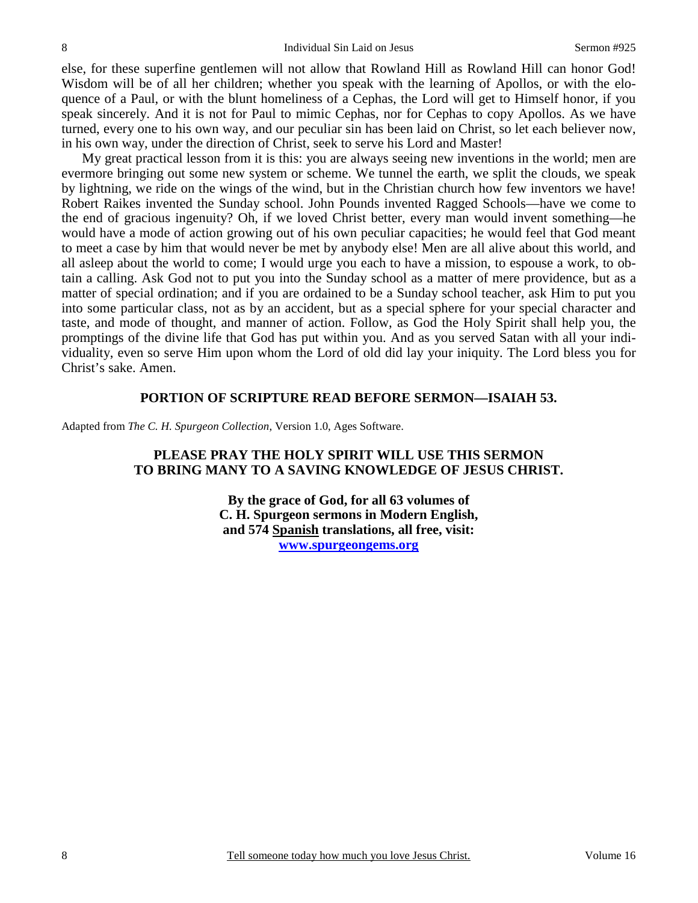else, for these superfine gentlemen will not allow that Rowland Hill as Rowland Hill can honor God! Wisdom will be of all her children; whether you speak with the learning of Apollos, or with the eloquence of a Paul, or with the blunt homeliness of a Cephas, the Lord will get to Himself honor, if you speak sincerely. And it is not for Paul to mimic Cephas, nor for Cephas to copy Apollos. As we have turned, every one to his own way, and our peculiar sin has been laid on Christ, so let each believer now, in his own way, under the direction of Christ, seek to serve his Lord and Master!

My great practical lesson from it is this: you are always seeing new inventions in the world; men are evermore bringing out some new system or scheme. We tunnel the earth, we split the clouds, we speak by lightning, we ride on the wings of the wind, but in the Christian church how few inventors we have! Robert Raikes invented the Sunday school. John Pounds invented Ragged Schools—have we come to the end of gracious ingenuity? Oh, if we loved Christ better, every man would invent something—he would have a mode of action growing out of his own peculiar capacities; he would feel that God meant to meet a case by him that would never be met by anybody else! Men are all alive about this world, and all asleep about the world to come; I would urge you each to have a mission, to espouse a work, to obtain a calling. Ask God not to put you into the Sunday school as a matter of mere providence, but as a matter of special ordination; and if you are ordained to be a Sunday school teacher, ask Him to put you into some particular class, not as by an accident, but as a special sphere for your special character and taste, and mode of thought, and manner of action. Follow, as God the Holy Spirit shall help you, the promptings of the divine life that God has put within you. And as you served Satan with all your individuality, even so serve Him upon whom the Lord of old did lay your iniquity. The Lord bless you for Christ's sake. Amen.

**PORTION OF SCRIPTURE READ BEFORE SERMON—ISAIAH 53.**

Adapted from *The C. H. Spurgeon Collection*, Version 1.0, Ages Software.

**PLEASE PRAY THE HOLY SPIRIT WILL USE THIS SERMON TO BRING MANY TO A SAVING KNOWLEDGE OF JESUS CHRIST.**

**By the grace of God, for all 63 volumes of C. H. Spurgeon sermons in Modern English, and 574 Spanish translations, all free, visit: www.spurgeongems.org**